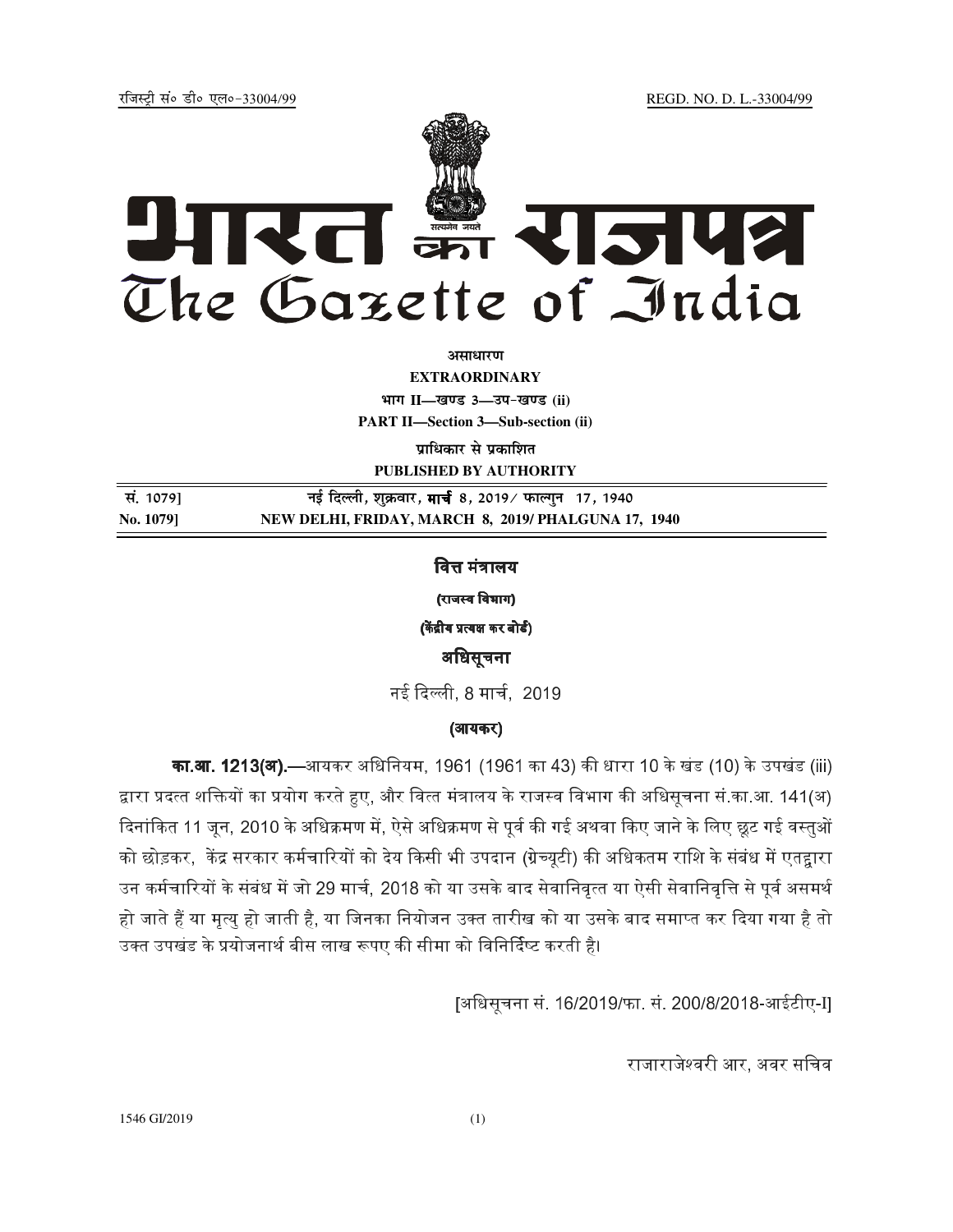रजिस्ट्री सं० डी० एल०-33004/99 REGD. NO. D. L.-33004/99

# भारत का राजपत्र
# The Gazette of India

**असाधारण**

**EXTRAORDINARY**

**भाग II—खण्ड 3—उप-खण्ड (ii)**

**PART II—Section 3—Sub-section (ii)**

**प्राधिकार से प्रकाशित**

**PUBLISHED BY AUTHORITY**

| | |
|---|---|
| सं. 1079] | नई दिल्ली, शुक्रवार, मार्च 8, 2019/ फाल्गुन 17, 1940 |
| No. 1079] | NEW DELHI, FRIDAY, MARCH 8, 2019/ PHALGUNA 17, 1940 |

## वित्त मंत्रालय

**(राजस्व विभाग)**

**(केंद्रीय प्रत्यक्ष कर बोर्ड)**

### अधिसूचना

नई दिल्ली, 8 मार्च, 2019

**(आयकर)**

**का.आ. 1213(अ).**—आयकर अधिनियम, 1961 (1961 का 43) की धारा 10 के खंड (10) के उपखंड (iii) द्वारा प्रदत्त शक्तियों का प्रयोग करते हुए, और वित्त मंत्रालय के राजस्व विभाग की अधिसूचना सं.का.आ. 141(अ) दिनांकित 11 जून, 2010 के अधिक्रमण में, ऐसे अधिक्रमण से पूर्व की गई अथवा किए जाने के लिए छूट गई वस्तुओं को छोड़कर, केंद्र सरकार कर्मचारियों को देय किसी भी उपदान (ग्रेच्यूटी) की अधिकतम राशि के संबंध में एतद्वारा उन कर्मचारियों के संबंध में जो 29 मार्च, 2018 को या उसके बाद सेवानिवृत्त या ऐसी सेवानिवृत्ति से पूर्व असमर्थ हो जाते हैं या मृत्यु हो जाती है, या जिनका नियोजन उक्त तारीख को या उसके बाद समाप्त कर दिया गया है तो उक्त उपखंड के प्रयोजनार्थ बीस लाख रूपए की सीमा को विनिर्दिष्ट करती है।

[अधिसूचना सं. 16/2019/फा. सं. 200/8/2018-आईटीए-I]

राजाराजेश्वरी आर, अवर सचिव

1546 GI/2019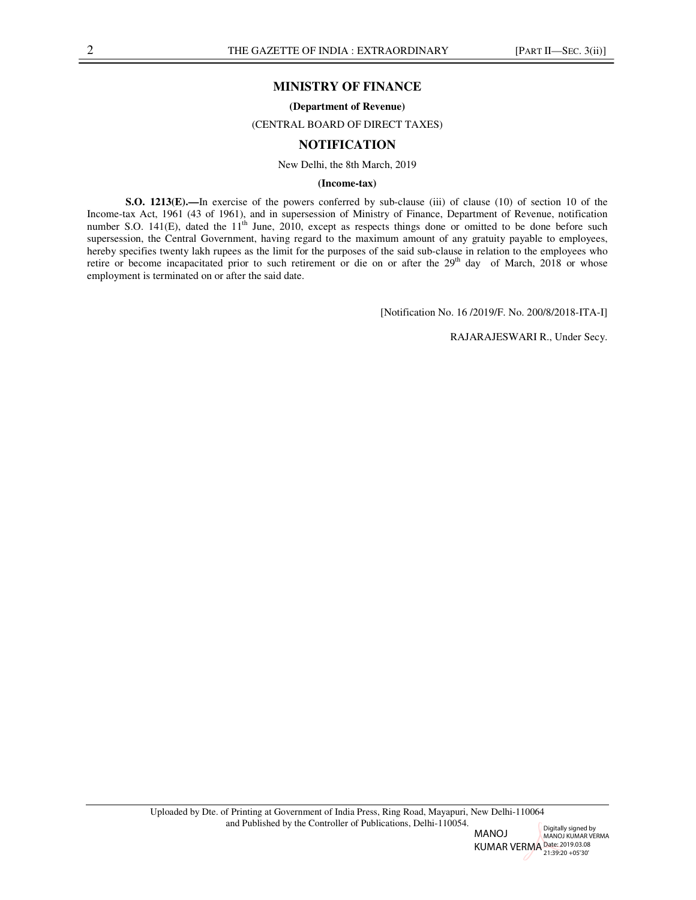## MINISTRY OF FINANCE

**(Department of Revenue)**

(CENTRAL BOARD OF DIRECT TAXES)

## NOTIFICATION

New Delhi, the 8th March, 2019

**(Income-tax)**

**S.O. 1213(E).—**In exercise of the powers conferred by sub-clause (iii) of clause (10) of section 10 of the Income-tax Act, 1961 (43 of 1961), and in supersession of Ministry of Finance, Department of Revenue, notification number S.O. 141(E), dated the 11th June, 2010, except as respects things done or omitted to be done before such supersession, the Central Government, having regard to the maximum amount of any gratuity payable to employees, hereby specifies twenty lakh rupees as the limit for the purposes of the said sub-clause in relation to the employees who retire or become incapacitated prior to such retirement or die on or after the 29th day of March, 2018 or whose employment is terminated on or after the said date.

[Notification No. 16 /2019/F. No. 200/8/2018-ITA-I]

RAJARAJESWARI R., Under Secy.

Uploaded by Dte. of Printing at Government of India Press, Ring Road, Mayapuri, New Delhi-110064 and Published by the Controller of Publications, Delhi-110054.

MANOJ KUMAR VERMA

Digitally signed by MANOJ KUMAR VERMA
Date: 2019.03.08 21:39:20 +05'30'